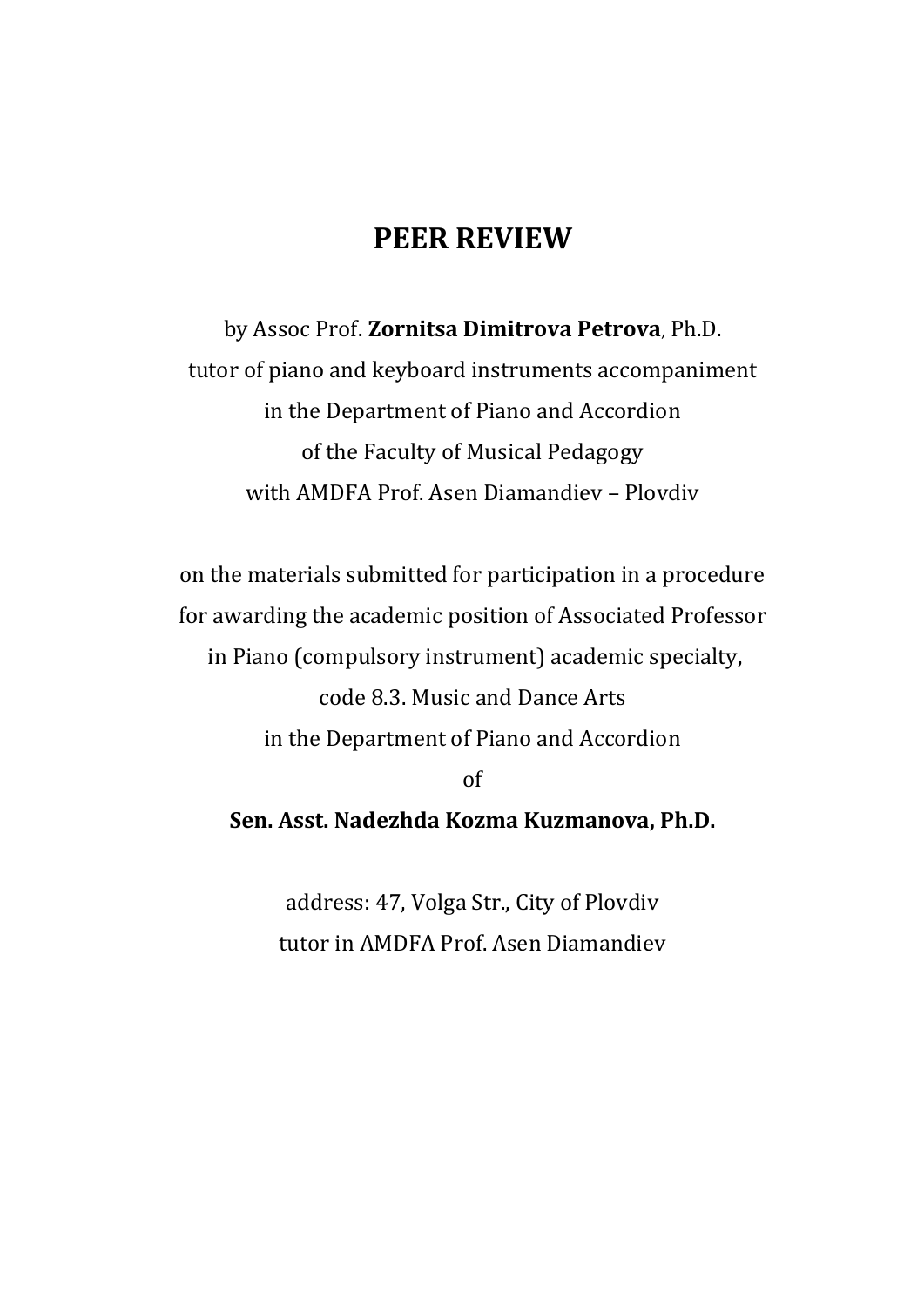# PEER REVIEW

by Assoc Prof. **Zornitsa Dimitrova Petrova**, Ph.D.
tutor of piano and keyboard instruments accompaniment
in the Department of Piano and Accordion
of the Faculty of Musical Pedagogy
with AMDFA Prof. Asen Diamandiev – Plovdiv

on the materials submitted for participation in a procedure
for awarding the academic position of Associated Professor
in Piano (compulsory instrument) academic specialty,
code 8.3. Music and Dance Arts
in the Department of Piano and Accordion
of

**Sen. Asst. Nadezhda Kozma Kuzmanova, Ph.D.**

address: 47, Volga Str., City of Plovdiv
tutor in AMDFA Prof. Asen Diamandiev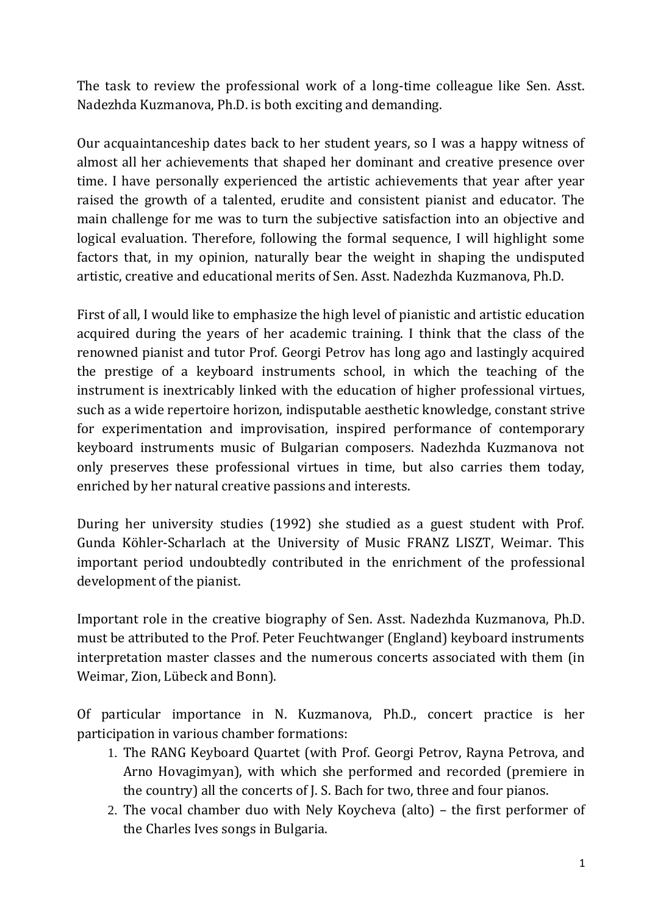The task to review the professional work of a long-time colleague like Sen. Asst. Nadezhda Kuzmanova, Ph.D. is both exciting and demanding.

Our acquaintanceship dates back to her student years, so I was a happy witness of almost all her achievements that shaped her dominant and creative presence over time. I have personally experienced the artistic achievements that year after year raised the growth of a talented, erudite and consistent pianist and educator. The main challenge for me was to turn the subjective satisfaction into an objective and logical evaluation. Therefore, following the formal sequence, I will highlight some factors that, in my opinion, naturally bear the weight in shaping the undisputed artistic, creative and educational merits of Sen. Asst. Nadezhda Kuzmanova, Ph.D.

First of all, I would like to emphasize the high level of pianistic and artistic education acquired during the years of her academic training. I think that the class of the renowned pianist and tutor Prof. Georgi Petrov has long ago and lastingly acquired the prestige of a keyboard instruments school, in which the teaching of the instrument is inextricably linked with the education of higher professional virtues, such as a wide repertoire horizon, indisputable aesthetic knowledge, constant strive for experimentation and improvisation, inspired performance of contemporary keyboard instruments music of Bulgarian composers. Nadezhda Kuzmanova not only preserves these professional virtues in time, but also carries them today, enriched by her natural creative passions and interests.

During her university studies (1992) she studied as a guest student with Prof. Gunda Köhler-Scharlach at the University of Music FRANZ LISZT, Weimar. This important period undoubtedly contributed in the enrichment of the professional development of the pianist.

Important role in the creative biography of Sen. Asst. Nadezhda Kuzmanova, Ph.D. must be attributed to the Prof. Peter Feuchtwanger (England) keyboard instruments interpretation master classes and the numerous concerts associated with them (in Weimar, Zion, Lübeck and Bonn).

Of particular importance in N. Kuzmanova, Ph.D., concert practice is her participation in various chamber formations:

1. The RANG Keyboard Quartet (with Prof. Georgi Petrov, Rayna Petrova, and Arno Hovagimyan), with which she performed and recorded (premiere in the country) all the concerts of J. S. Bach for two, three and four pianos.
2. The vocal chamber duo with Nely Koycheva (alto) – the first performer of the Charles Ives songs in Bulgaria.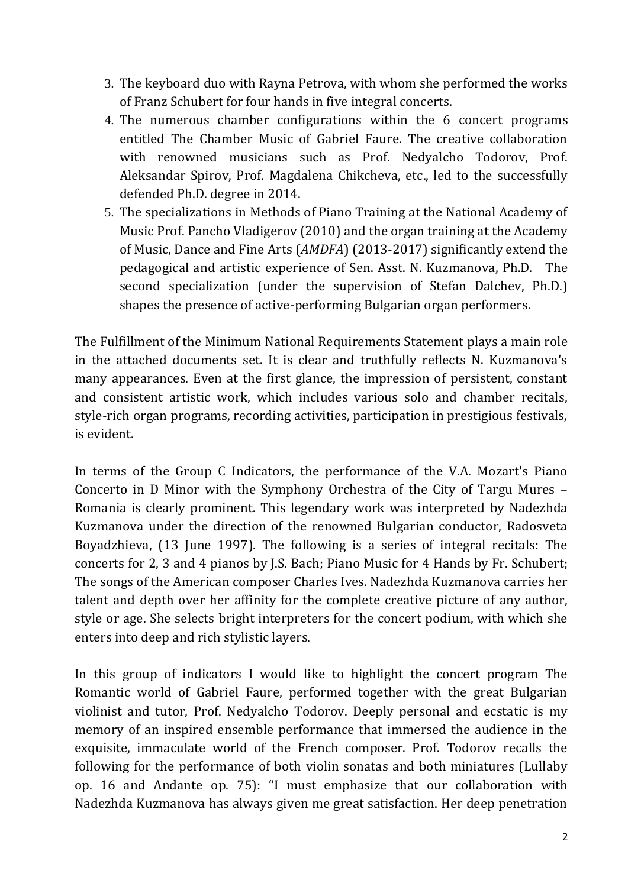3. The keyboard duo with Rayna Petrova, with whom she performed the works of Franz Schubert for four hands in five integral concerts.
4. The numerous chamber configurations within the 6 concert programs entitled The Chamber Music of Gabriel Faure. The creative collaboration with renowned musicians such as Prof. Nedyalcho Todorov, Prof. Aleksandar Spirov, Prof. Magdalena Chikcheva, etc., led to the successfully defended Ph.D. degree in 2014.
5. The specializations in Methods of Piano Training at the National Academy of Music Prof. Pancho Vladigerov (2010) and the organ training at the Academy of Music, Dance and Fine Arts (*AMDFA*) (2013-2017) significantly extend the pedagogical and artistic experience of Sen. Asst. N. Kuzmanova, Ph.D. The second specialization (under the supervision of Stefan Dalchev, Ph.D.) shapes the presence of active-performing Bulgarian organ performers.

The Fulfillment of the Minimum National Requirements Statement plays a main role in the attached documents set. It is clear and truthfully reflects N. Kuzmanova's many appearances. Even at the first glance, the impression of persistent, constant and consistent artistic work, which includes various solo and chamber recitals, style-rich organ programs, recording activities, participation in prestigious festivals, is evident.

In terms of the Group C Indicators, the performance of the V.A. Mozart's Piano Concerto in D Minor with the Symphony Orchestra of the City of Targu Mures – Romania is clearly prominent. This legendary work was interpreted by Nadezhda Kuzmanova under the direction of the renowned Bulgarian conductor, Radosveta Boyadzhieva, (13 June 1997). The following is a series of integral recitals: The concerts for 2, 3 and 4 pianos by J.S. Bach; Piano Music for 4 Hands by Fr. Schubert; The songs of the American composer Charles Ives. Nadezhda Kuzmanova carries her talent and depth over her affinity for the complete creative picture of any author, style or age. She selects bright interpreters for the concert podium, with which she enters into deep and rich stylistic layers.

In this group of indicators I would like to highlight the concert program The Romantic world of Gabriel Faure, performed together with the great Bulgarian violinist and tutor, Prof. Nedyalcho Todorov. Deeply personal and ecstatic is my memory of an inspired ensemble performance that immersed the audience in the exquisite, immaculate world of the French composer. Prof. Todorov recalls the following for the performance of both violin sonatas and both miniatures (Lullaby op. 16 and Andante op. 75): "I must emphasize that our collaboration with Nadezhda Kuzmanova has always given me great satisfaction. Her deep penetration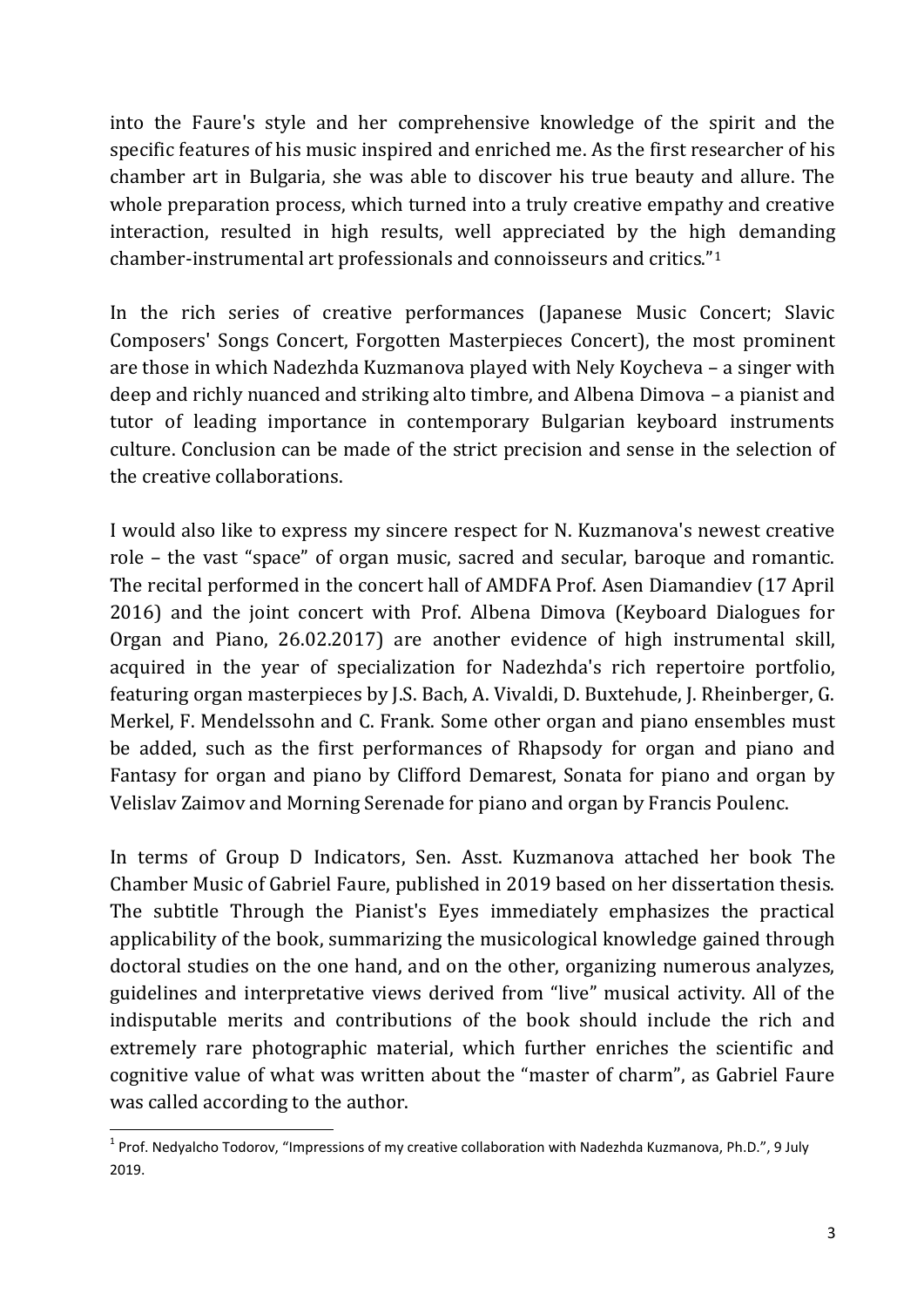into the Faure's style and her comprehensive knowledge of the spirit and the specific features of his music inspired and enriched me. As the first researcher of his chamber art in Bulgaria, she was able to discover his true beauty and allure. The whole preparation process, which turned into a truly creative empathy and creative interaction, resulted in high results, well appreciated by the high demanding chamber-instrumental art professionals and connoisseurs and critics."[1]

In the rich series of creative performances (Japanese Music Concert; Slavic Composers' Songs Concert, Forgotten Masterpieces Concert), the most prominent are those in which Nadezhda Kuzmanova played with Nely Koycheva – a singer with deep and richly nuanced and striking alto timbre, and Albena Dimova – a pianist and tutor of leading importance in contemporary Bulgarian keyboard instruments culture. Conclusion can be made of the strict precision and sense in the selection of the creative collaborations.

I would also like to express my sincere respect for N. Kuzmanova's newest creative role – the vast "space" of organ music, sacred and secular, baroque and romantic. The recital performed in the concert hall of AMDFA Prof. Asen Diamandiev (17 April 2016) and the joint concert with Prof. Albena Dimova (Keyboard Dialogues for Organ and Piano, 26.02.2017) are another evidence of high instrumental skill, acquired in the year of specialization for Nadezhda's rich repertoire portfolio, featuring organ masterpieces by J.S. Bach, A. Vivaldi, D. Buxtehude, J. Rheinberger, G. Merkel, F. Mendelssohn and C. Frank. Some other organ and piano ensembles must be added, such as the first performances of Rhapsody for organ and piano and Fantasy for organ and piano by Clifford Demarest, Sonata for piano and organ by Velislav Zaimov and Morning Serenade for piano and organ by Francis Poulenc.

In terms of Group D Indicators, Sen. Asst. Kuzmanova attached her book The Chamber Music of Gabriel Faure, published in 2019 based on her dissertation thesis. The subtitle Through the Pianist's Eyes immediately emphasizes the practical applicability of the book, summarizing the musicological knowledge gained through doctoral studies on the one hand, and on the other, organizing numerous analyzes, guidelines and interpretative views derived from "live" musical activity. All of the indisputable merits and contributions of the book should include the rich and extremely rare photographic material, which further enriches the scientific and cognitive value of what was written about the "master of charm", as Gabriel Faure was called according to the author.

---

[1] Prof. Nedyalcho Todorov, "Impressions of my creative collaboration with Nadezhda Kuzmanova, Ph.D.", 9 July 2019.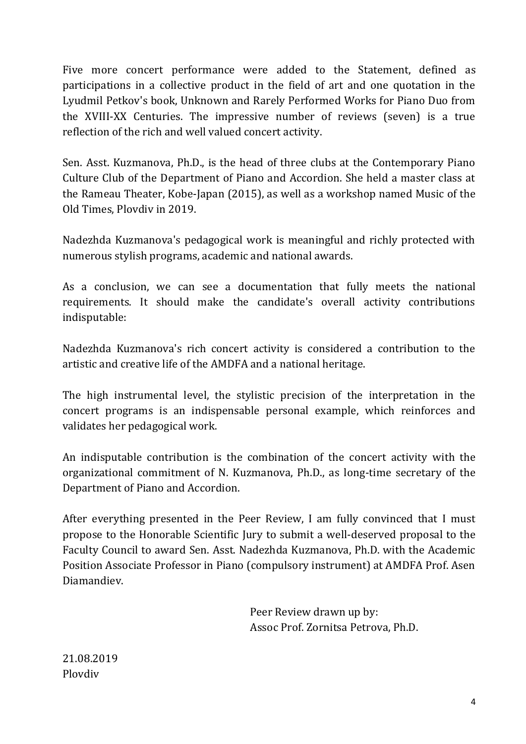Five more concert performance were added to the Statement, defined as participations in a collective product in the field of art and one quotation in the Lyudmil Petkov's book, Unknown and Rarely Performed Works for Piano Duo from the XVIII-XX Centuries. The impressive number of reviews (seven) is a true reflection of the rich and well valued concert activity.

Sen. Asst. Kuzmanova, Ph.D., is the head of three clubs at the Contemporary Piano Culture Club of the Department of Piano and Accordion. She held a master class at the Rameau Theater, Kobe-Japan (2015), as well as a workshop named Music of the Old Times, Plovdiv in 2019.

Nadezhda Kuzmanova's pedagogical work is meaningful and richly protected with numerous stylish programs, academic and national awards.

As a conclusion, we can see a documentation that fully meets the national requirements. It should make the candidate's overall activity contributions indisputable:

Nadezhda Kuzmanova's rich concert activity is considered a contribution to the artistic and creative life of the AMDFA and a national heritage.

The high instrumental level, the stylistic precision of the interpretation in the concert programs is an indispensable personal example, which reinforces and validates her pedagogical work.

An indisputable contribution is the combination of the concert activity with the organizational commitment of N. Kuzmanova, Ph.D., as long-time secretary of the Department of Piano and Accordion.

After everything presented in the Peer Review, I am fully convinced that I must propose to the Honorable Scientific Jury to submit a well-deserved proposal to the Faculty Council to award Sen. Asst. Nadezhda Kuzmanova, Ph.D. with the Academic Position Associate Professor in Piano (compulsory instrument) at AMDFA Prof. Asen Diamandiev.

Peer Review drawn up by:
Assoc Prof. Zornitsa Petrova, Ph.D.

21.08.2019
Plovdiv